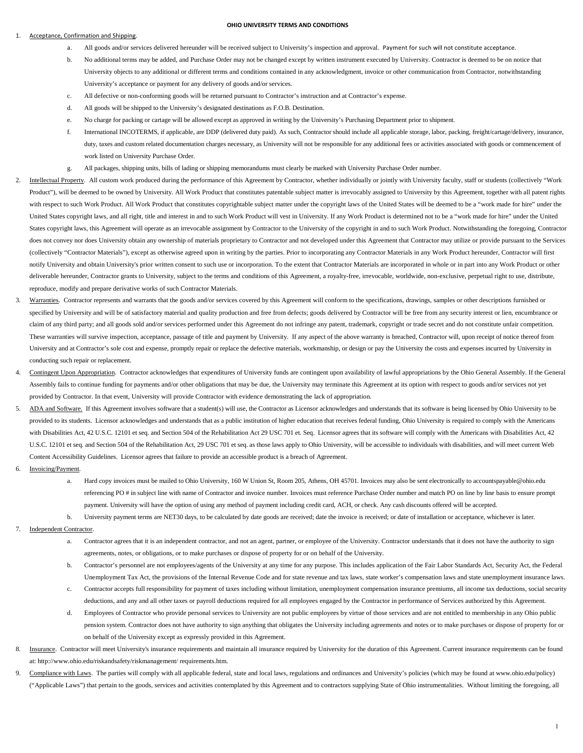# OHIO UNIVERSITY TERMS AND CONDITIONS

1. Acceptance, Confirmation and Shipping.
    a. All goods and/or services delivered hereunder will be received subject to University's inspection and approval. Payment for such will not constitute acceptance.
    b. No additional terms may be added, and Purchase Order may not be changed except by written instrument executed by University. Contractor is deemed to be on notice that University objects to any additional or different terms and conditions contained in any acknowledgment, invoice or other communication from Contractor, notwithstanding University's acceptance or payment for any delivery of goods and/or services.
    c. All defective or non-conforming goods will be returned pursuant to Contractor's instruction and at Contractor's expense.
    d. All goods will be shipped to the University's designated destinations as F.O.B. Destination.
    e. No charge for packing or cartage will be allowed except as approved in writing by the University's Purchasing Department prior to shipment.
    f. International INCOTERMS, if applicable, are DDP (delivered duty paid). As such, Contractor should include all applicable storage, labor, packing, freight/cartage/delivery, insurance, duty, taxes and custom related documentation charges necessary, as University will not be responsible for any additional fees or activities associated with goods or commencement of work listed on University Purchase Order.
    g. All packages, shipping units, bills of lading or shipping memorandums must clearly be marked with University Purchase Order number.
2. Intellectual Property. All custom work produced during the performance of this Agreement by Contractor, whether individually or jointly with University faculty, staff or students (collectively "Work Product"), will be deemed to be owned by University. All Work Product that constitutes patentable subject matter is irrevocably assigned to University by this Agreement, together with all patent rights with respect to such Work Product. All Work Product that constitutes copyrightable subject matter under the copyright laws of the United States will be deemed to be a "work made for hire" under the United States copyright laws, and all right, title and interest in and to such Work Product will vest in University. If any Work Product is determined not to be a "work made for hire" under the United States copyright laws, this Agreement will operate as an irrevocable assignment by Contractor to the University of the copyright in and to such Work Product. Notwithstanding the foregoing, Contractor does not convey nor does University obtain any ownership of materials proprietary to Contractor and not developed under this Agreement that Contractor may utilize or provide pursuant to the Services (collectively "Contractor Materials"), except as otherwise agreed upon in writing by the parties. Prior to incorporating any Contractor Materials in any Work Product hereunder, Contractor will first notify University and obtain University's prior written consent to such use or incorporation. To the extent that Contractor Materials are incorporated in whole or in part into any Work Product or other deliverable hereunder, Contractor grants to University, subject to the terms and conditions of this Agreement, a royalty-free, irrevocable, worldwide, non-exclusive, perpetual right to use, distribute, reproduce, modify and prepare derivative works of such Contractor Materials.
3. Warranties. Contractor represents and warrants that the goods and/or services covered by this Agreement will conform to the specifications, drawings, samples or other descriptions furnished or specified by University and will be of satisfactory material and quality production and free from defects; goods delivered by Contractor will be free from any security interest or lien, encumbrance or claim of any third party; and all goods sold and/or services performed under this Agreement do not infringe any patent, trademark, copyright or trade secret and do not constitute unfair competition. These warranties will survive inspection, acceptance, passage of title and payment by University. If any aspect of the above warranty is breached, Contractor will, upon receipt of notice thereof from University and at Contractor's sole cost and expense, promptly repair or replace the defective materials, workmanship, or design or pay the University the costs and expenses incurred by University in conducting such repair or replacement.
4. Contingent Upon Appropriation. Contractor acknowledges that expenditures of University funds are contingent upon availability of lawful appropriations by the Ohio General Assembly. If the General Assembly fails to continue funding for payments and/or other obligations that may be due, the University may terminate this Agreement at its option with respect to goods and/or services not yet provided by Contractor. In that event, University will provide Contractor with evidence demonstrating the lack of appropriation.
5. ADA and Software. If this Agreement involves software that a student(s) will use, the Contractor as Licensor acknowledges and understands that its software is being licensed by Ohio University to be provided to its students. Licensor acknowledges and understands that as a public institution of higher education that receives federal funding, Ohio University is required to comply with the Americans with Disabilities Act, 42 U.S.C. 12101 et seq. and Section 504 of the Rehabilitation Act 29 USC 701 et. Seq. Licensor agrees that its software will comply with the Americans with Disabilities Act, 42 U.S.C. 12101 et seq. and Section 504 of the Rehabilitation Act, 29 USC 701 et seq. as those laws apply to Ohio University, will be accessible to individuals with disabilities, and will meet current Web Content Accessibility Guidelines. Licensor agrees that failure to provide an accessible product is a breach of Agreement.
6. Invoicing/Payment.
    a. Hard copy invoices must be mailed to Ohio University, 160 W Union St, Room 205, Athens, OH 45701. Invoices may also be sent electronically to accountspayable@ohio.edu referencing PO # in subject line with name of Contractor and invoice number. Invoices must reference Purchase Order number and match PO on line by line basis to ensure prompt payment. University will have the option of using any method of payment including credit card, ACH, or check. Any cash discounts offered will be accepted.
    b. University payment terms are NET30 days, to be calculated by date goods are received; date the invoice is received; or date of installation or acceptance, whichever is later.
7. Independent Contractor.
    a. Contractor agrees that it is an independent contractor, and not an agent, partner, or employee of the University. Contractor understands that it does not have the authority to sign agreements, notes, or obligations, or to make purchases or dispose of property for or on behalf of the University.
    b. Contractor's personnel are not employees/agents of the University at any time for any purpose. This includes application of the Fair Labor Standards Act, Security Act, the Federal Unemployment Tax Act, the provisions of the Internal Revenue Code and for state revenue and tax laws, state worker's compensation laws and state unemployment insurance laws.
    c. Contractor accepts full responsibility for payment of taxes including without limitation, unemployment compensation insurance premiums, all income tax deductions, social security deductions, and any and all other taxes or payroll deductions required for all employees engaged by the Contractor in performance of Services authorized by this Agreement.
    d. Employees of Contractor who provide personal services to University are not public employees by virtue of those services and are not entitled to membership in any Ohio public pension system. Contractor does not have authority to sign anything that obligates the University including agreements and notes or to make purchases or dispose of property for or on behalf of the University except as expressly provided in this Agreement.
8. Insurance. Contractor will meet University's insurance requirements and maintain all insurance required by University for the duration of this Agreement. Current insurance requirements can be found at: http://www.ohio.edu/riskandsafety/riskmanagement/ requirements.htm.
9. Compliance with Laws. The parties will comply with all applicable federal, state and local laws, regulations and ordinances and University's policies (which may be found at www.ohio.edu/policy) ("Applicable Laws") that pertain to the goods, services and activities contemplated by this Agreement and to contractors supplying State of Ohio instrumentalities. Without limiting the foregoing, all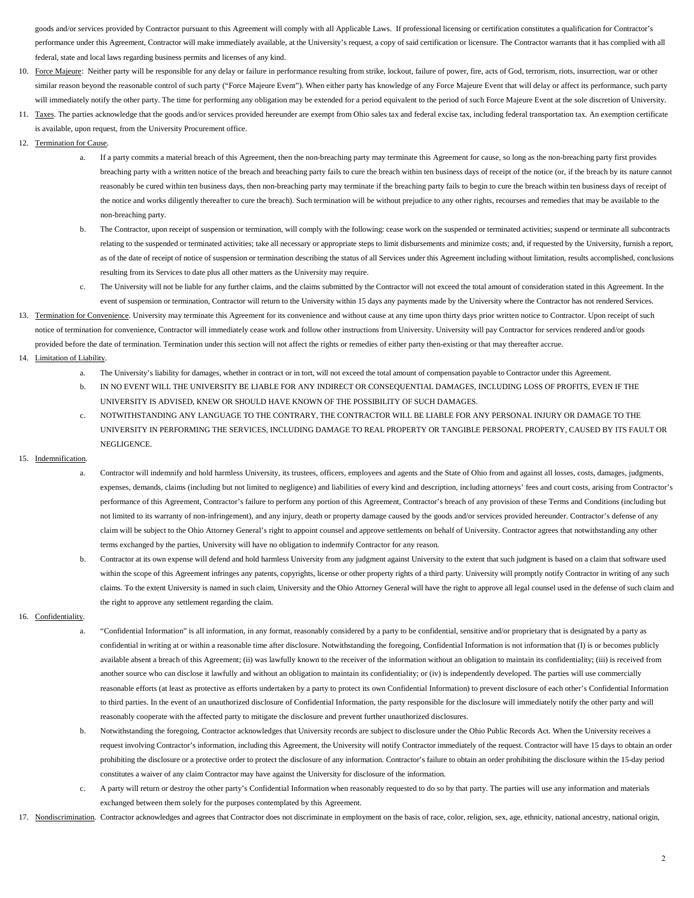goods and/or services provided by Contractor pursuant to this Agreement will comply with all Applicable Laws. If professional licensing or certification constitutes a qualification for Contractor's performance under this Agreement, Contractor will make immediately available, at the University's request, a copy of said certification or licensure. The Contractor warrants that it has complied with all federal, state and local laws regarding business permits and licenses of any kind.

10. Force Majeure: Neither party will be responsible for any delay or failure in performance resulting from strike, lockout, failure of power, fire, acts of God, terrorism, riots, insurrection, war or other similar reason beyond the reasonable control of such party ("Force Majeure Event"). When either party has knowledge of any Force Majeure Event that will delay or affect its performance, such party will immediately notify the other party. The time for performing any obligation may be extended for a period equivalent to the period of such Force Majeure Event at the sole discretion of University.
11. Taxes. The parties acknowledge that the goods and/or services provided hereunder are exempt from Ohio sales tax and federal excise tax, including federal transportation tax. An exemption certificate is available, upon request, from the University Procurement office.
12. Termination for Cause.
    a. If a party commits a material breach of this Agreement, then the non-breaching party may terminate this Agreement for cause, so long as the non-breaching party first provides breaching party with a written notice of the breach and breaching party fails to cure the breach within ten business days of receipt of the notice (or, if the breach by its nature cannot reasonably be cured within ten business days, then non-breaching party may terminate if the breaching party fails to begin to cure the breach within ten business days of receipt of the notice and works diligently thereafter to cure the breach). Such termination will be without prejudice to any other rights, recourses and remedies that may be available to the non-breaching party.
    b. The Contractor, upon receipt of suspension or termination, will comply with the following: cease work on the suspended or terminated activities; suspend or terminate all subcontracts relating to the suspended or terminated activities; take all necessary or appropriate steps to limit disbursements and minimize costs; and, if requested by the University, furnish a report, as of the date of receipt of notice of suspension or termination describing the status of all Services under this Agreement including without limitation, results accomplished, conclusions resulting from its Services to date plus all other matters as the University may require.
    c. The University will not be liable for any further claims, and the claims submitted by the Contractor will not exceed the total amount of consideration stated in this Agreement. In the event of suspension or termination, Contractor will return to the University within 15 days any payments made by the University where the Contractor has not rendered Services.
13. Termination for Convenience. University may terminate this Agreement for its convenience and without cause at any time upon thirty days prior written notice to Contractor. Upon receipt of such notice of termination for convenience, Contractor will immediately cease work and follow other instructions from University. University will pay Contractor for services rendered and/or goods provided before the date of termination. Termination under this section will not affect the rights or remedies of either party then-existing or that may thereafter accrue.
14. Limitation of Liability.
    a. The University's liability for damages, whether in contract or in tort, will not exceed the total amount of compensation payable to Contractor under this Agreement.
    b. IN NO EVENT WILL THE UNIVERSITY BE LIABLE FOR ANY INDIRECT OR CONSEQUENTIAL DAMAGES, INCLUDING LOSS OF PROFITS, EVEN IF THE UNIVERSITY IS ADVISED, KNEW OR SHOULD HAVE KNOWN OF THE POSSIBILITY OF SUCH DAMAGES.
    c. NOTWITHSTANDING ANY LANGUAGE TO THE CONTRARY, THE CONTRACTOR WILL BE LIABLE FOR ANY PERSONAL INJURY OR DAMAGE TO THE UNIVERSITY IN PERFORMING THE SERVICES, INCLUDING DAMAGE TO REAL PROPERTY OR TANGIBLE PERSONAL PROPERTY, CAUSED BY ITS FAULT OR NEGLIGENCE.
15. Indemnification.
    a. Contractor will indemnify and hold harmless University, its trustees, officers, employees and agents and the State of Ohio from and against all losses, costs, damages, judgments, expenses, demands, claims (including but not limited to negligence) and liabilities of every kind and description, including attorneys' fees and court costs, arising from Contractor's performance of this Agreement, Contractor's failure to perform any portion of this Agreement, Contractor's breach of any provision of these Terms and Conditions (including but not limited to its warranty of non-infringement), and any injury, death or property damage caused by the goods and/or services provided hereunder. Contractor's defense of any claim will be subject to the Ohio Attorney General's right to appoint counsel and approve settlements on behalf of University. Contractor agrees that notwithstanding any other terms exchanged by the parties, University will have no obligation to indemnify Contractor for any reason.
    b. Contractor at its own expense will defend and hold harmless University from any judgment against University to the extent that such judgment is based on a claim that software used within the scope of this Agreement infringes any patents, copyrights, license or other property rights of a third party. University will promptly notify Contractor in writing of any such claims. To the extent University is named in such claim, University and the Ohio Attorney General will have the right to approve all legal counsel used in the defense of such claim and the right to approve any settlement regarding the claim.
16. Confidentiality.
    a. "Confidential Information" is all information, in any format, reasonably considered by a party to be confidential, sensitive and/or proprietary that is designated by a party as confidential in writing at or within a reasonable time after disclosure. Notwithstanding the foregoing, Confidential Information is not information that (I) is or becomes publicly available absent a breach of this Agreement; (ii) was lawfully known to the receiver of the information without an obligation to maintain its confidentiality; (iii) is received from another source who can disclose it lawfully and without an obligation to maintain its confidentiality; or (iv) is independently developed. The parties will use commercially reasonable efforts (at least as protective as efforts undertaken by a party to protect its own Confidential Information) to prevent disclosure of each other's Confidential Information to third parties. In the event of an unauthorized disclosure of Confidential Information, the party responsible for the disclosure will immediately notify the other party and will reasonably cooperate with the affected party to mitigate the disclosure and prevent further unauthorized disclosures.
    b. Notwithstanding the foregoing, Contractor acknowledges that University records are subject to disclosure under the Ohio Public Records Act. When the University receives a request involving Contractor's information, including this Agreement, the University will notify Contractor immediately of the request. Contractor will have 15 days to obtain an order prohibiting the disclosure or a protective order to protect the disclosure of any information. Contractor's failure to obtain an order prohibiting the disclosure within the 15-day period constitutes a waiver of any claim Contractor may have against the University for disclosure of the information.
    c. A party will return or destroy the other party's Confidential Information when reasonably requested to do so by that party. The parties will use any information and materials exchanged between them solely for the purposes contemplated by this Agreement.
17. Nondiscrimination. Contractor acknowledges and agrees that Contractor does not discriminate in employment on the basis of race, color, religion, sex, age, ethnicity, national ancestry, national origin,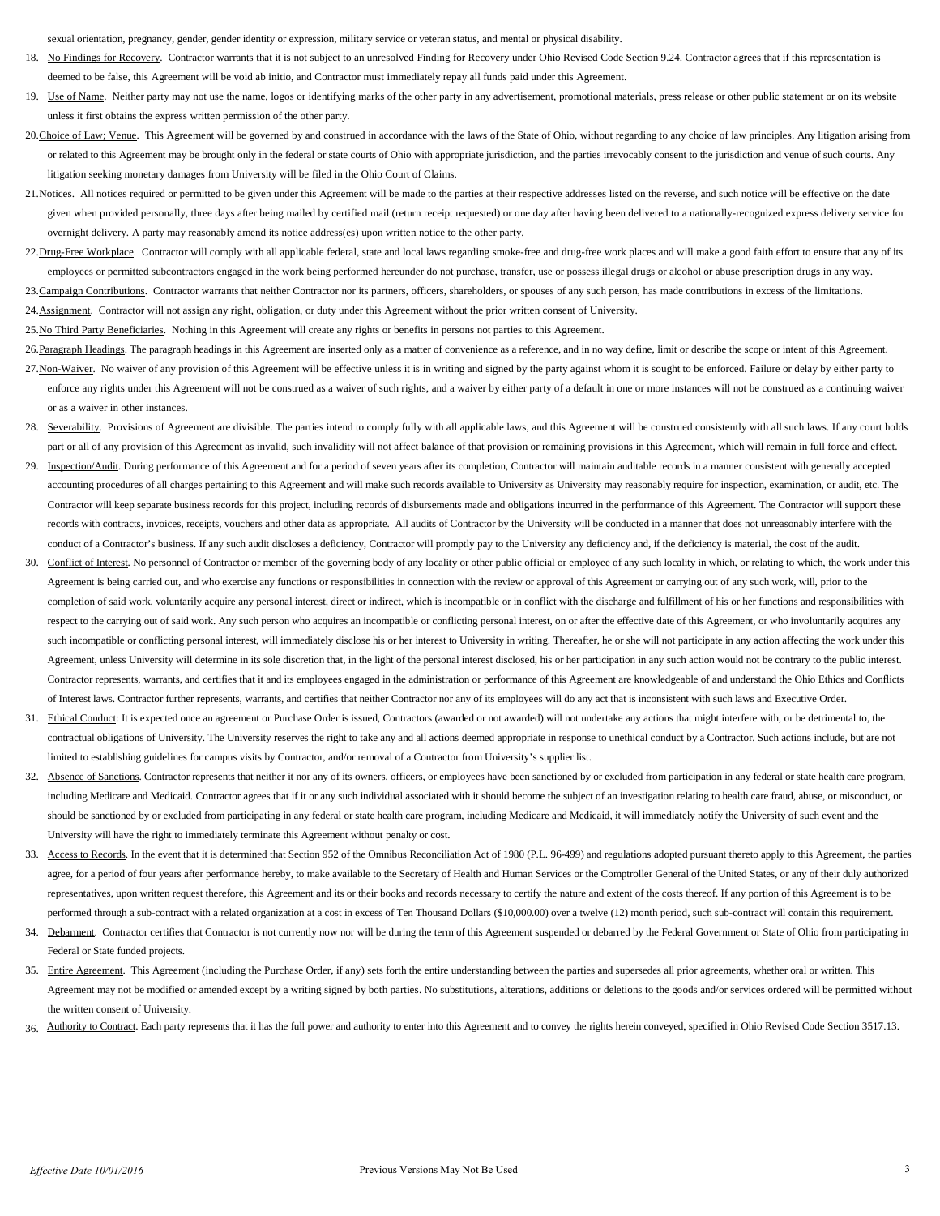sexual orientation, pregnancy, gender, gender identity or expression, military service or veteran status, and mental or physical disability.

18. No Findings for Recovery. Contractor warrants that it is not subject to an unresolved Finding for Recovery under Ohio Revised Code Section 9.24. Contractor agrees that if this representation is deemed to be false, this Agreement will be void ab initio, and Contractor must immediately repay all funds paid under this Agreement.
19. Use of Name. Neither party may not use the name, logos or identifying marks of the other party in any advertisement, promotional materials, press release or other public statement or on its website unless it first obtains the express written permission of the other party.
20. Choice of Law; Venue. This Agreement will be governed by and construed in accordance with the laws of the State of Ohio, without regarding to any choice of law principles. Any litigation arising from or related to this Agreement may be brought only in the federal or state courts of Ohio with appropriate jurisdiction, and the parties irrevocably consent to the jurisdiction and venue of such courts. Any litigation seeking monetary damages from University will be filed in the Ohio Court of Claims.
21. Notices. All notices required or permitted to be given under this Agreement will be made to the parties at their respective addresses listed on the reverse, and such notice will be effective on the date given when provided personally, three days after being mailed by certified mail (return receipt requested) or one day after having been delivered to a nationally-recognized express delivery service for overnight delivery. A party may reasonably amend its notice address(es) upon written notice to the other party.
22. Drug-Free Workplace. Contractor will comply with all applicable federal, state and local laws regarding smoke-free and drug-free work places and will make a good faith effort to ensure that any of its employees or permitted subcontractors engaged in the work being performed hereunder do not purchase, transfer, use or possess illegal drugs or alcohol or abuse prescription drugs in any way.
23. Campaign Contributions. Contractor warrants that neither Contractor nor its partners, officers, shareholders, or spouses of any such person, has made contributions in excess of the limitations.
24. Assignment. Contractor will not assign any right, obligation, or duty under this Agreement without the prior written consent of University.
25. No Third Party Beneficiaries. Nothing in this Agreement will create any rights or benefits in persons not parties to this Agreement.
26. Paragraph Headings. The paragraph headings in this Agreement are inserted only as a matter of convenience as a reference, and in no way define, limit or describe the scope or intent of this Agreement.
27. Non-Waiver. No waiver of any provision of this Agreement will be effective unless it is in writing and signed by the party against whom it is sought to be enforced. Failure or delay by either party to enforce any rights under this Agreement will not be construed as a waiver of such rights, and a waiver by either party of a default in one or more instances will not be construed as a continuing waiver or as a waiver in other instances.
28. Severability. Provisions of Agreement are divisible. The parties intend to comply fully with all applicable laws, and this Agreement will be construed consistently with all such laws. If any court holds part or all of any provision of this Agreement as invalid, such invalidity will not affect balance of that provision or remaining provisions in this Agreement, which will remain in full force and effect.
29. Inspection/Audit. During performance of this Agreement and for a period of seven years after its completion, Contractor will maintain auditable records in a manner consistent with generally accepted accounting procedures of all charges pertaining to this Agreement and will make such records available to University as University may reasonably require for inspection, examination, or audit, etc. The Contractor will keep separate business records for this project, including records of disbursements made and obligations incurred in the performance of this Agreement. The Contractor will support these records with contracts, invoices, receipts, vouchers and other data as appropriate. All audits of Contractor by the University will be conducted in a manner that does not unreasonably interfere with the conduct of a Contractor's business. If any such audit discloses a deficiency, Contractor will promptly pay to the University any deficiency and, if the deficiency is material, the cost of the audit.
30. Conflict of Interest. No personnel of Contractor or member of the governing body of any locality or other public official or employee of any such locality in which, or relating to which, the work under this Agreement is being carried out, and who exercise any functions or responsibilities in connection with the review or approval of this Agreement or carrying out of any such work, will, prior to the completion of said work, voluntarily acquire any personal interest, direct or indirect, which is incompatible or in conflict with the discharge and fulfillment of his or her functions and responsibilities with respect to the carrying out of said work. Any such person who acquires an incompatible or conflicting personal interest, on or after the effective date of this Agreement, or who involuntarily acquires any such incompatible or conflicting personal interest, will immediately disclose his or her interest to University in writing. Thereafter, he or she will not participate in any action affecting the work under this Agreement, unless University will determine in its sole discretion that, in the light of the personal interest disclosed, his or her participation in any such action would not be contrary to the public interest. Contractor represents, warrants, and certifies that it and its employees engaged in the administration or performance of this Agreement are knowledgeable of and understand the Ohio Ethics and Conflicts of Interest laws. Contractor further represents, warrants, and certifies that neither Contractor nor any of its employees will do any act that is inconsistent with such laws and Executive Order.
31. Ethical Conduct: It is expected once an agreement or Purchase Order is issued, Contractors (awarded or not awarded) will not undertake any actions that might interfere with, or be detrimental to, the contractual obligations of University. The University reserves the right to take any and all actions deemed appropriate in response to unethical conduct by a Contractor. Such actions include, but are not limited to establishing guidelines for campus visits by Contractor, and/or removal of a Contractor from University's supplier list.
32. Absence of Sanctions. Contractor represents that neither it nor any of its owners, officers, or employees have been sanctioned by or excluded from participation in any federal or state health care program, including Medicare and Medicaid. Contractor agrees that if it or any such individual associated with it should become the subject of an investigation relating to health care fraud, abuse, or misconduct, or should be sanctioned by or excluded from participating in any federal or state health care program, including Medicare and Medicaid, it will immediately notify the University of such event and the University will have the right to immediately terminate this Agreement without penalty or cost.
33. Access to Records. In the event that it is determined that Section 952 of the Omnibus Reconciliation Act of 1980 (P.L. 96-499) and regulations adopted pursuant thereto apply to this Agreement, the parties agree, for a period of four years after performance hereby, to make available to the Secretary of Health and Human Services or the Comptroller General of the United States, or any of their duly authorized representatives, upon written request therefore, this Agreement and its or their books and records necessary to certify the nature and extent of the costs thereof. If any portion of this Agreement is to be performed through a sub-contract with a related organization at a cost in excess of Ten Thousand Dollars ($10,000.00) over a twelve (12) month period, such sub-contract will contain this requirement.
34. Debarment. Contractor certifies that Contractor is not currently now nor will be during the term of this Agreement suspended or debarred by the Federal Government or State of Ohio from participating in Federal or State funded projects.
35. Entire Agreement. This Agreement (including the Purchase Order, if any) sets forth the entire understanding between the parties and supersedes all prior agreements, whether oral or written. This Agreement may not be modified or amended except by a writing signed by both parties. No substitutions, alterations, additions or deletions to the goods and/or services ordered will be permitted without the written consent of University.
36. Authority to Contract. Each party represents that it has the full power and authority to enter into this Agreement and to convey the rights herein conveyed, specified in Ohio Revised Code Section 3517.13.

*Effective Date 10/01/2016* Previous Versions May Not Be Used